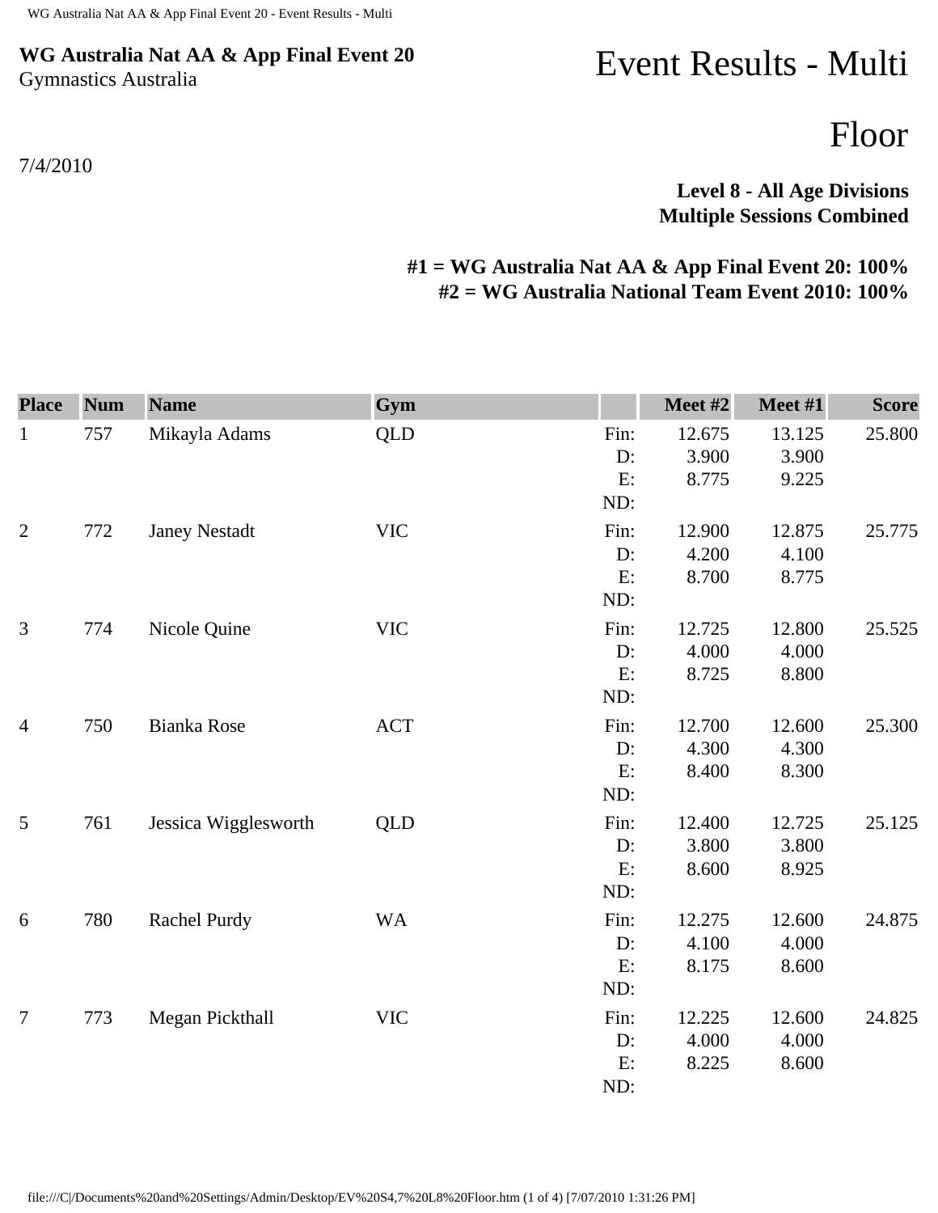**WG Australia Nat AA & App Final Event 20**
Gymnastics Australia

# Event Results - Multi

# Floor

7/4/2010

**Level 8 - All Age Divisions**
**Multiple Sessions Combined**

**#1 = WG Australia Nat AA & App Final Event 20: 100%**
**#2 = WG Australia National Team Event 2010: 100%**

| Place | Num | Name | Gym | | Meet #2 | Meet #1 | Score |
|---|---|---|---|---|---|---|---|
| 1 | 757 | Mikayla Adams | QLD | Fin: | 12.675 | 13.125 | 25.800 |
| | | | | D: | 3.900 | 3.900 | |
| | | | | E: | 8.775 | 9.225 | |
| | | | | ND: | | | |
| 2 | 772 | Janey Nestadt | VIC | Fin: | 12.900 | 12.875 | 25.775 |
| | | | | D: | 4.200 | 4.100 | |
| | | | | E: | 8.700 | 8.775 | |
| | | | | ND: | | | |
| 3 | 774 | Nicole Quine | VIC | Fin: | 12.725 | 12.800 | 25.525 |
| | | | | D: | 4.000 | 4.000 | |
| | | | | E: | 8.725 | 8.800 | |
| | | | | ND: | | | |
| 4 | 750 | Bianka Rose | ACT | Fin: | 12.700 | 12.600 | 25.300 |
| | | | | D: | 4.300 | 4.300 | |
| | | | | E: | 8.400 | 8.300 | |
| | | | | ND: | | | |
| 5 | 761 | Jessica Wigglesworth | QLD | Fin: | 12.400 | 12.725 | 25.125 |
| | | | | D: | 3.800 | 3.800 | |
| | | | | E: | 8.600 | 8.925 | |
| | | | | ND: | | | |
| 6 | 780 | Rachel Purdy | WA | Fin: | 12.275 | 12.600 | 24.875 |
| | | | | D: | 4.100 | 4.000 | |
| | | | | E: | 8.175 | 8.600 | |
| | | | | ND: | | | |
| 7 | 773 | Megan Pickthall | VIC | Fin: | 12.225 | 12.600 | 24.825 |
| | | | | D: | 4.000 | 4.000 | |
| | | | | E: | 8.225 | 8.600 | |
| | | | | ND: | | | |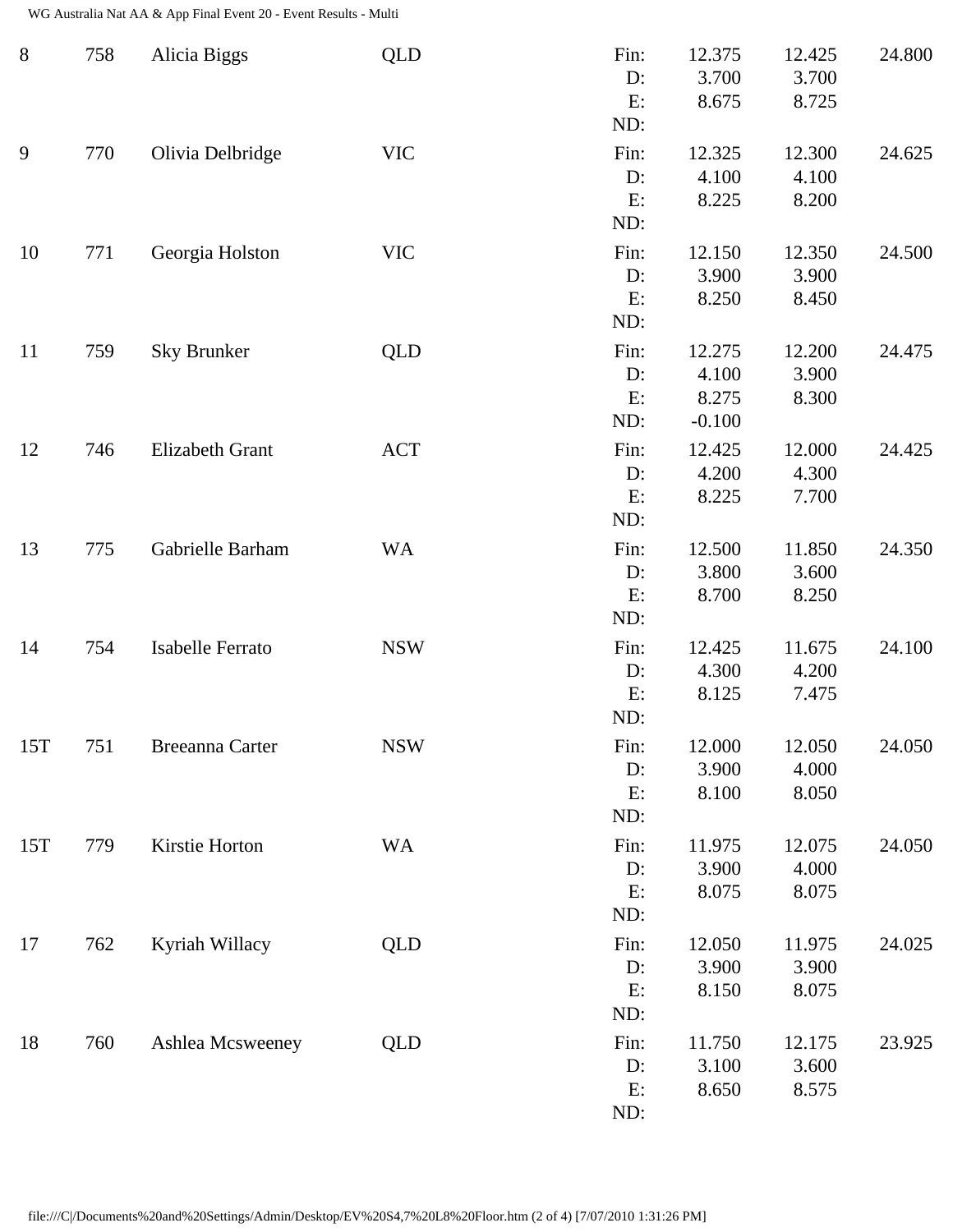| Rank | No. | Name | State | | Score 1 | Score 2 | Total |
|---|---|---|---|---|---|---|---|
| 8 | 758 | Alicia Biggs | QLD | Fin: | 12.375 | 12.425 | 24.800 |
| | | | | D: | 3.700 | 3.700 | |
| | | | | E: | 8.675 | 8.725 | |
| | | | | ND: | | | |
| 9 | 770 | Olivia Delbridge | VIC | Fin: | 12.325 | 12.300 | 24.625 |
| | | | | D: | 4.100 | 4.100 | |
| | | | | E: | 8.225 | 8.200 | |
| | | | | ND: | | | |
| 10 | 771 | Georgia Holston | VIC | Fin: | 12.150 | 12.350 | 24.500 |
| | | | | D: | 3.900 | 3.900 | |
| | | | | E: | 8.250 | 8.450 | |
| | | | | ND: | | | |
| 11 | 759 | Sky Brunker | QLD | Fin: | 12.275 | 12.200 | 24.475 |
| | | | | D: | 4.100 | 3.900 | |
| | | | | E: | 8.275 | 8.300 | |
| | | | | ND: | -0.100 | | |
| 12 | 746 | Elizabeth Grant | ACT | Fin: | 12.425 | 12.000 | 24.425 |
| | | | | D: | 4.200 | 4.300 | |
| | | | | E: | 8.225 | 7.700 | |
| | | | | ND: | | | |
| 13 | 775 | Gabrielle Barham | WA | Fin: | 12.500 | 11.850 | 24.350 |
| | | | | D: | 3.800 | 3.600 | |
| | | | | E: | 8.700 | 8.250 | |
| | | | | ND: | | | |
| 14 | 754 | Isabelle Ferrato | NSW | Fin: | 12.425 | 11.675 | 24.100 |
| | | | | D: | 4.300 | 4.200 | |
| | | | | E: | 8.125 | 7.475 | |
| | | | | ND: | | | |
| 15T | 751 | Breeanna Carter | NSW | Fin: | 12.000 | 12.050 | 24.050 |
| | | | | D: | 3.900 | 4.000 | |
| | | | | E: | 8.100 | 8.050 | |
| | | | | ND: | | | |
| 15T | 779 | Kirstie Horton | WA | Fin: | 11.975 | 12.075 | 24.050 |
| | | | | D: | 3.900 | 4.000 | |
| | | | | E: | 8.075 | 8.075 | |
| | | | | ND: | | | |
| 17 | 762 | Kyriah Willacy | QLD | Fin: | 12.050 | 11.975 | 24.025 |
| | | | | D: | 3.900 | 3.900 | |
| | | | | E: | 8.150 | 8.075 | |
| | | | | ND: | | | |
| 18 | 760 | Ashlea Mcsweeney | QLD | Fin: | 11.750 | 12.175 | 23.925 |
| | | | | D: | 3.100 | 3.600 | |
| | | | | E: | 8.650 | 8.575 | |
| | | | | ND: | | | |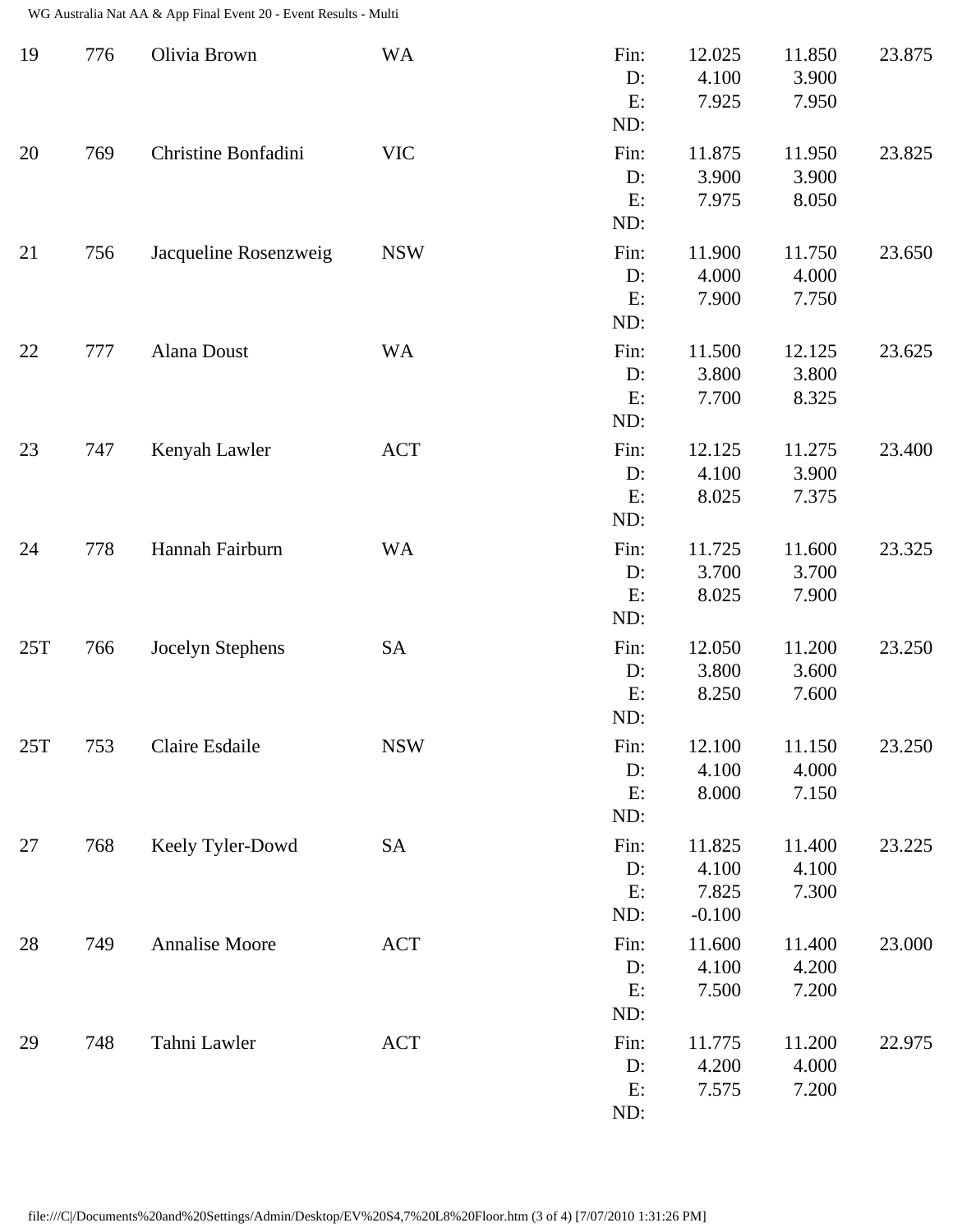| Rank | No. | Name | State | | Vault | Floor | Total |
|---|---|---|---|---|---|---|---|
| 19 | 776 | Olivia Brown | WA | Fin: | 12.025 | 11.850 | 23.875 |
| | | | | D: | 4.100 | 3.900 | |
| | | | | E: | 7.925 | 7.950 | |
| | | | | ND: | | | |
| 20 | 769 | Christine Bonfadini | VIC | Fin: | 11.875 | 11.950 | 23.825 |
| | | | | D: | 3.900 | 3.900 | |
| | | | | E: | 7.975 | 8.050 | |
| | | | | ND: | | | |
| 21 | 756 | Jacqueline Rosenzweig | NSW | Fin: | 11.900 | 11.750 | 23.650 |
| | | | | D: | 4.000 | 4.000 | |
| | | | | E: | 7.900 | 7.750 | |
| | | | | ND: | | | |
| 22 | 777 | Alana Doust | WA | Fin: | 11.500 | 12.125 | 23.625 |
| | | | | D: | 3.800 | 3.800 | |
| | | | | E: | 7.700 | 8.325 | |
| | | | | ND: | | | |
| 23 | 747 | Kenyah Lawler | ACT | Fin: | 12.125 | 11.275 | 23.400 |
| | | | | D: | 4.100 | 3.900 | |
| | | | | E: | 8.025 | 7.375 | |
| | | | | ND: | | | |
| 24 | 778 | Hannah Fairburn | WA | Fin: | 11.725 | 11.600 | 23.325 |
| | | | | D: | 3.700 | 3.700 | |
| | | | | E: | 8.025 | 7.900 | |
| | | | | ND: | | | |
| 25T | 766 | Jocelyn Stephens | SA | Fin: | 12.050 | 11.200 | 23.250 |
| | | | | D: | 3.800 | 3.600 | |
| | | | | E: | 8.250 | 7.600 | |
| | | | | ND: | | | |
| 25T | 753 | Claire Esdaile | NSW | Fin: | 12.100 | 11.150 | 23.250 |
| | | | | D: | 4.100 | 4.000 | |
| | | | | E: | 8.000 | 7.150 | |
| | | | | ND: | | | |
| 27 | 768 | Keely Tyler-Dowd | SA | Fin: | 11.825 | 11.400 | 23.225 |
| | | | | D: | 4.100 | 4.100 | |
| | | | | E: | 7.825 | 7.300 | |
| | | | | ND: | -0.100 | | |
| 28 | 749 | Annalise Moore | ACT | Fin: | 11.600 | 11.400 | 23.000 |
| | | | | D: | 4.100 | 4.200 | |
| | | | | E: | 7.500 | 7.200 | |
| | | | | ND: | | | |
| 29 | 748 | Tahni Lawler | ACT | Fin: | 11.775 | 11.200 | 22.975 |
| | | | | D: | 4.200 | 4.000 | |
| | | | | E: | 7.575 | 7.200 | |
| | | | | ND: | | | |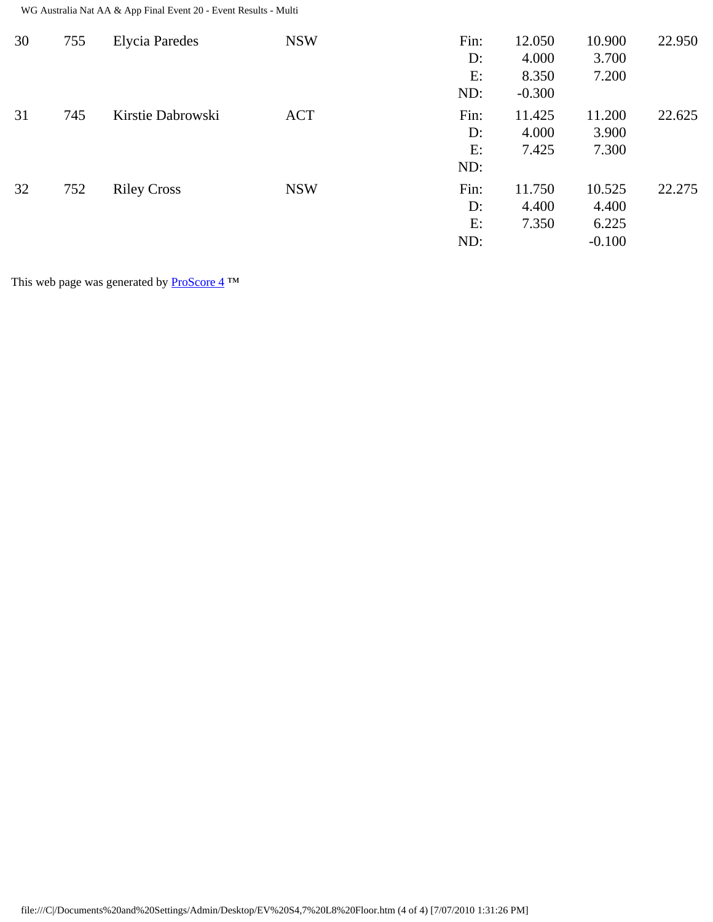| | | | | | | | |
|---|---|---|---|---|---|---|---|
| 30 | 755 | Elycia Paredes | NSW | Fin: | 12.050 | 10.900 | 22.950 |
| | | | | D: | 4.000 | 3.700 | |
| | | | | E: | 8.350 | 7.200 | |
| | | | | ND: | -0.300 | | |
| 31 | 745 | Kirstie Dabrowski | ACT | Fin: | 11.425 | 11.200 | 22.625 |
| | | | | D: | 4.000 | 3.900 | |
| | | | | E: | 7.425 | 7.300 | |
| | | | | ND: | | | |
| 32 | 752 | Riley Cross | NSW | Fin: | 11.750 | 10.525 | 22.275 |
| | | | | D: | 4.400 | 4.400 | |
| | | | | E: | 7.350 | 6.225 | |
| | | | | ND: | | -0.100 | |

This web page was generated by [ProScore 4](ProScore 4) ™